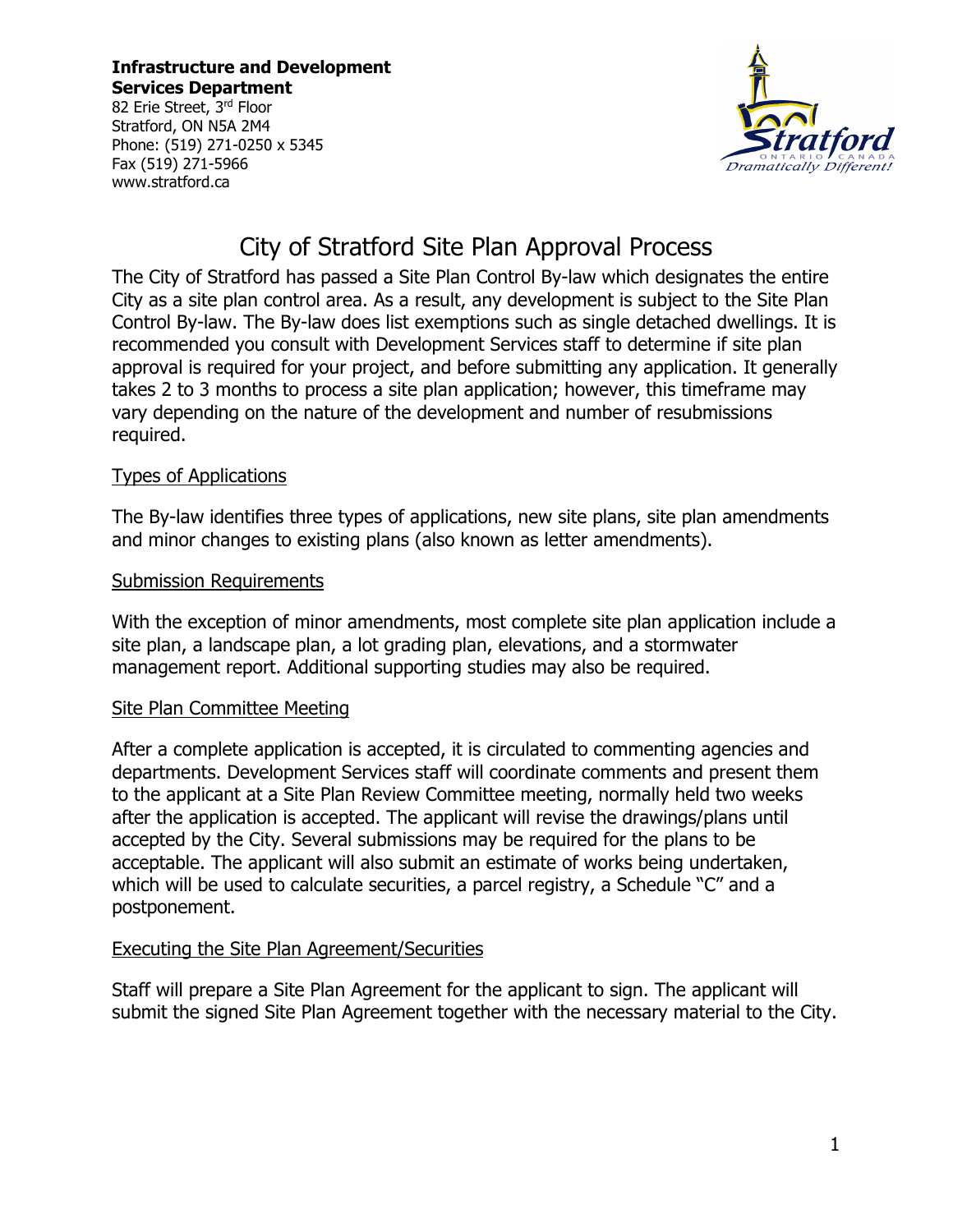**Infrastructure and Development Services Department**
82 Erie Street, 3rd Floor
Stratford, ON N5A 2M4
Phone: (519) 271-0250 x 5345
Fax (519) 271-5966
www.stratford.ca

# City of Stratford Site Plan Approval Process

The City of Stratford has passed a Site Plan Control By-law which designates the entire City as a site plan control area. As a result, any development is subject to the Site Plan Control By-law. The By-law does list exemptions such as single detached dwellings. It is recommended you consult with Development Services staff to determine if site plan approval is required for your project, and before submitting any application. It generally takes 2 to 3 months to process a site plan application; however, this timeframe may vary depending on the nature of the development and number of resubmissions required.

## Types of Applications

The By-law identifies three types of applications, new site plans, site plan amendments and minor changes to existing plans (also known as letter amendments).

## Submission Requirements

With the exception of minor amendments, most complete site plan application include a site plan, a landscape plan, a lot grading plan, elevations, and a stormwater management report. Additional supporting studies may also be required.

## Site Plan Committee Meeting

After a complete application is accepted, it is circulated to commenting agencies and departments. Development Services staff will coordinate comments and present them to the applicant at a Site Plan Review Committee meeting, normally held two weeks after the application is accepted. The applicant will revise the drawings/plans until accepted by the City. Several submissions may be required for the plans to be acceptable. The applicant will also submit an estimate of works being undertaken, which will be used to calculate securities, a parcel registry, a Schedule "C" and a postponement.

## Executing the Site Plan Agreement/Securities

Staff will prepare a Site Plan Agreement for the applicant to sign. The applicant will submit the signed Site Plan Agreement together with the necessary material to the City.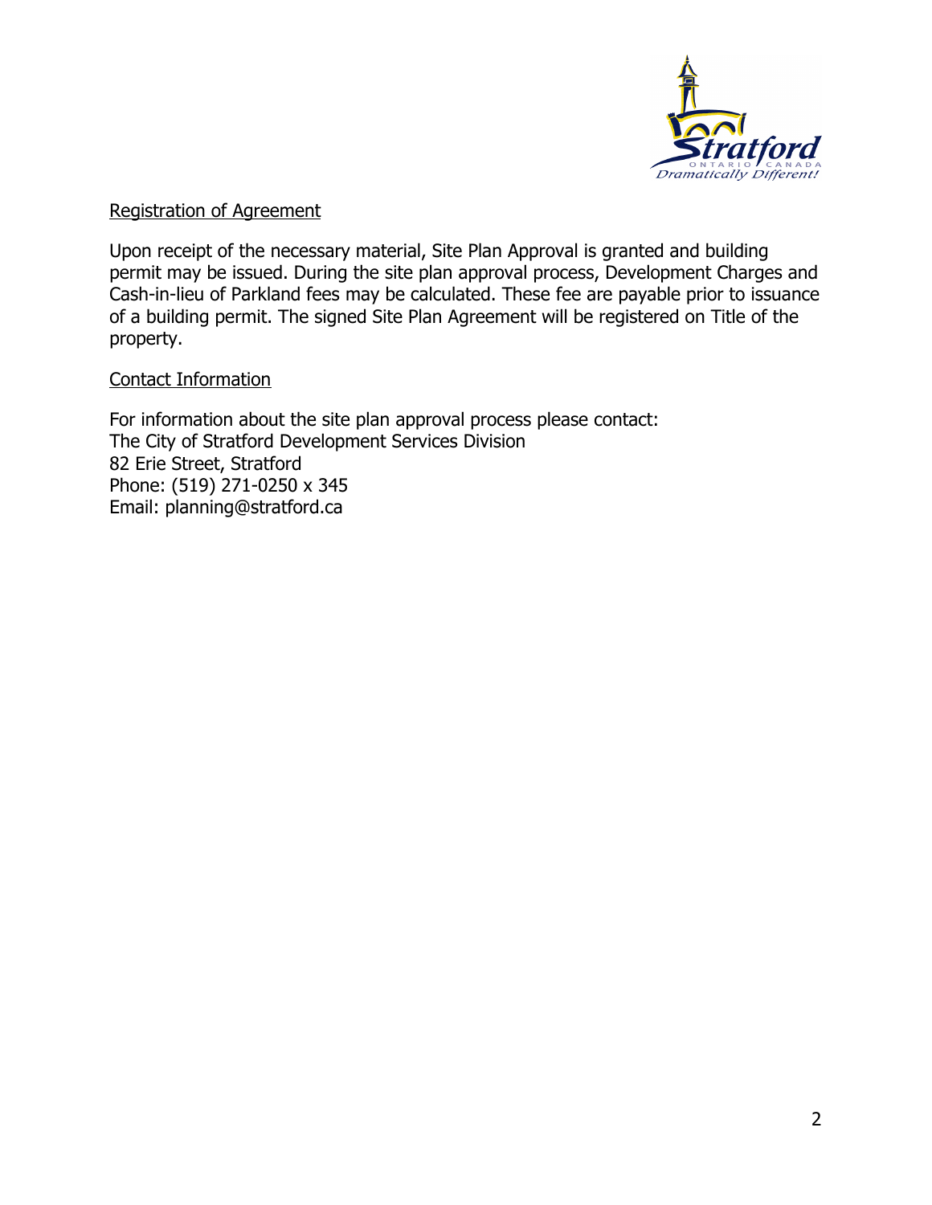## Registration of Agreement

Upon receipt of the necessary material, Site Plan Approval is granted and building permit may be issued. During the site plan approval process, Development Charges and Cash-in-lieu of Parkland fees may be calculated. These fee are payable prior to issuance of a building permit. The signed Site Plan Agreement will be registered on Title of the property.

## Contact Information

For information about the site plan approval process please contact:
The City of Stratford Development Services Division
82 Erie Street, Stratford
Phone: (519) 271-0250 x 345
Email: planning@stratford.ca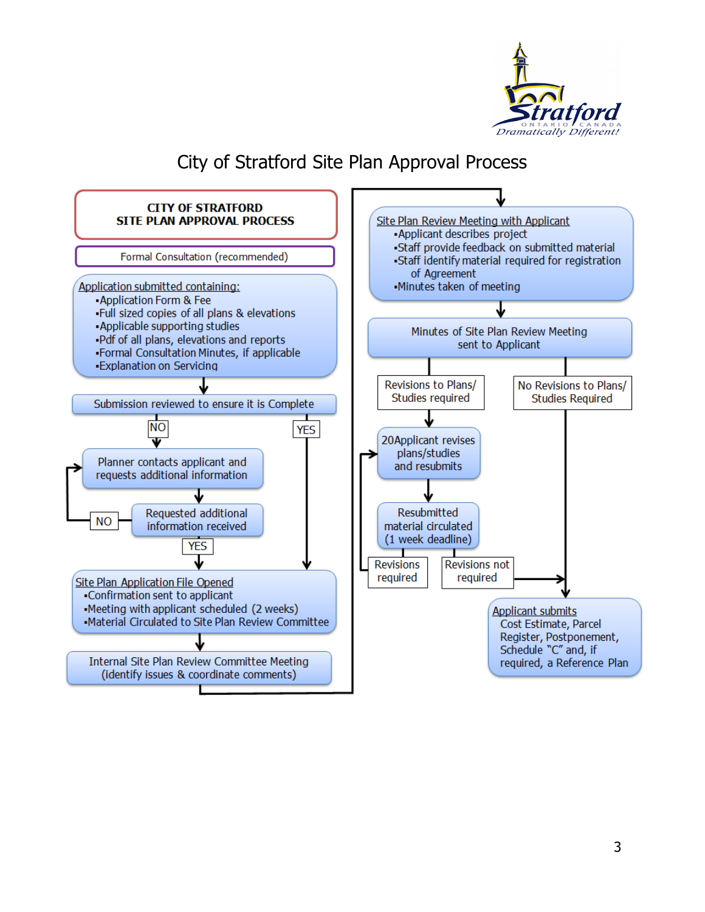# City of Stratford Site Plan Approval Process

**CITY OF STRATFORD**
**SITE PLAN APPROVAL PROCESS**

Formal Consultation (recommended)

Application submitted containing:
- Application Form & Fee
- Full sized copies of all plans & elevations
- Applicable supporting studies
- Pdf of all plans, elevations and reports
- Formal Consultation Minutes, if applicable
- Explanation on Servicing

Submission reviewed to ensure it is Complete

NO

Planner contacts applicant and requests additional information

Requested additional information received

NO

YES

YES

Site Plan Application File Opened
- Confirmation sent to applicant
- Meeting with applicant scheduled (2 weeks)
- Material Circulated to Site Plan Review Committee

Internal Site Plan Review Committee Meeting (identify issues & coordinate comments)

Site Plan Review Meeting with Applicant
- Applicant describes project
- Staff provide feedback on submitted material
- Staff identify material required for registration of Agreement
- Minutes taken of meeting

Minutes of Site Plan Review Meeting sent to Applicant

Revisions to Plans/ Studies required

No Revisions to Plans/ Studies Required

20Applicant revises plans/studies and resubmits

Resubmitted material circulated (1 week deadline)

Revisions required

Revisions not required

Applicant submits Cost Estimate, Parcel Register, Postponement, Schedule "C" and, if required, a Reference Plan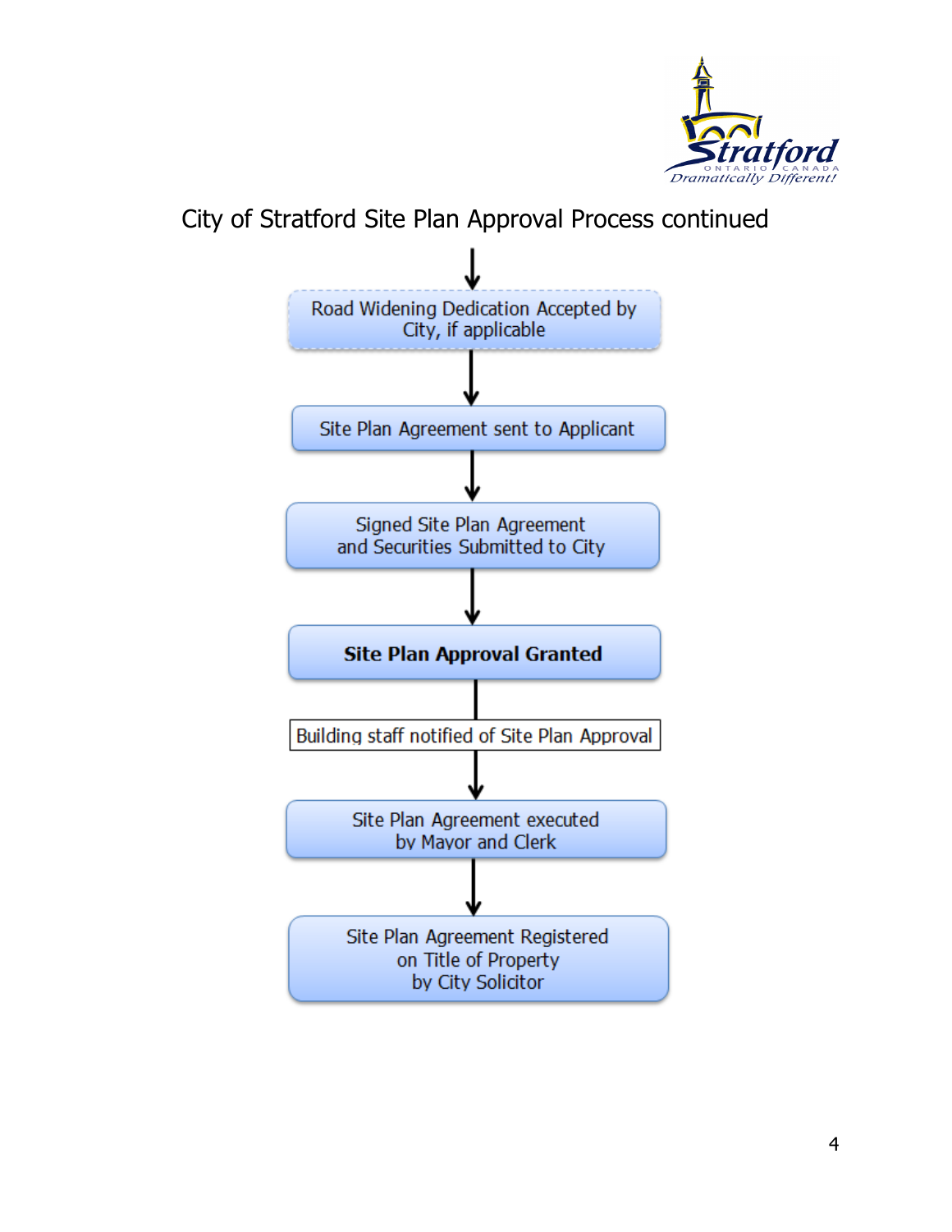# City of Stratford Site Plan Approval Process continued

Road Widening Dedication Accepted by City, if applicable

↓

Site Plan Agreement sent to Applicant

↓

Signed Site Plan Agreement and Securities Submitted to City

↓

**Site Plan Approval Granted**

Building staff notified of Site Plan Approval

↓

Site Plan Agreement executed by Mayor and Clerk

↓

Site Plan Agreement Registered on Title of Property by City Solicitor